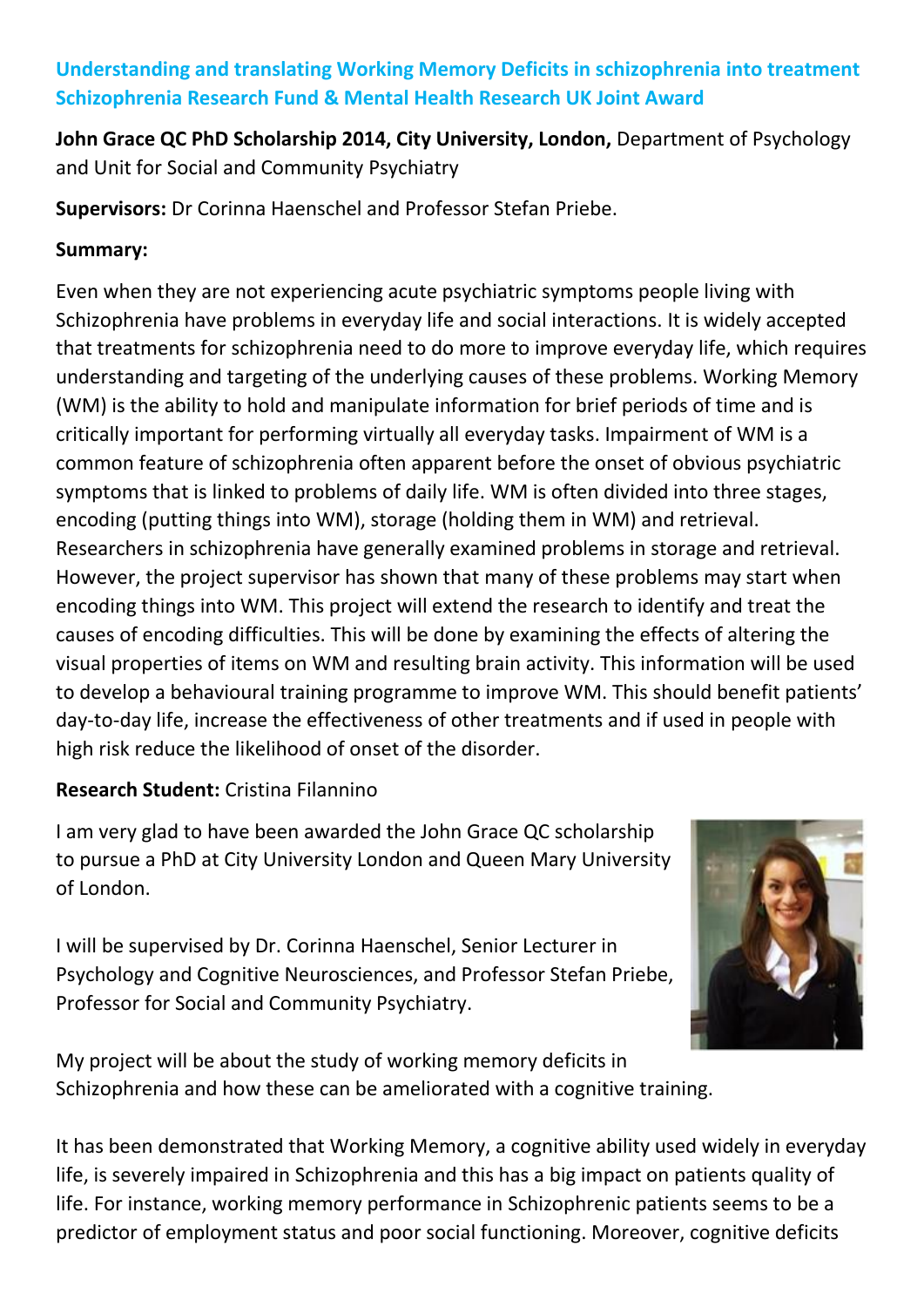## Understanding and translating Working Memory Deficits in schizophrenia into treatment
## Schizophrenia Research Fund & Mental Health Research UK Joint Award

**John Grace QC PhD Scholarship 2014, City University, London,** Department of Psychology and Unit for Social and Community Psychiatry

**Supervisors:** Dr Corinna Haenschel and Professor Stefan Priebe.

**Summary:**

Even when they are not experiencing acute psychiatric symptoms people living with Schizophrenia have problems in everyday life and social interactions. It is widely accepted that treatments for schizophrenia need to do more to improve everyday life, which requires understanding and targeting of the underlying causes of these problems. Working Memory (WM) is the ability to hold and manipulate information for brief periods of time and is critically important for performing virtually all everyday tasks. Impairment of WM is a common feature of schizophrenia often apparent before the onset of obvious psychiatric symptoms that is linked to problems of daily life. WM is often divided into three stages, encoding (putting things into WM), storage (holding them in WM) and retrieval. Researchers in schizophrenia have generally examined problems in storage and retrieval. However, the project supervisor has shown that many of these problems may start when encoding things into WM. This project will extend the research to identify and treat the causes of encoding difficulties. This will be done by examining the effects of altering the visual properties of items on WM and resulting brain activity. This information will be used to develop a behavioural training programme to improve WM. This should benefit patients' day-to-day life, increase the effectiveness of other treatments and if used in people with high risk reduce the likelihood of onset of the disorder.

**Research Student:** Cristina Filannino

I am very glad to have been awarded the John Grace QC scholarship to pursue a PhD at City University London and Queen Mary University of London.

I will be supervised by Dr. Corinna Haenschel, Senior Lecturer in Psychology and Cognitive Neurosciences, and Professor Stefan Priebe, Professor for Social and Community Psychiatry.

My project will be about the study of working memory deficits in Schizophrenia and how these can be ameliorated with a cognitive training.

It has been demonstrated that Working Memory, a cognitive ability used widely in everyday life, is severely impaired in Schizophrenia and this has a big impact on patients quality of life. For instance, working memory performance in Schizophrenic patients seems to be a predictor of employment status and poor social functioning. Moreover, cognitive deficits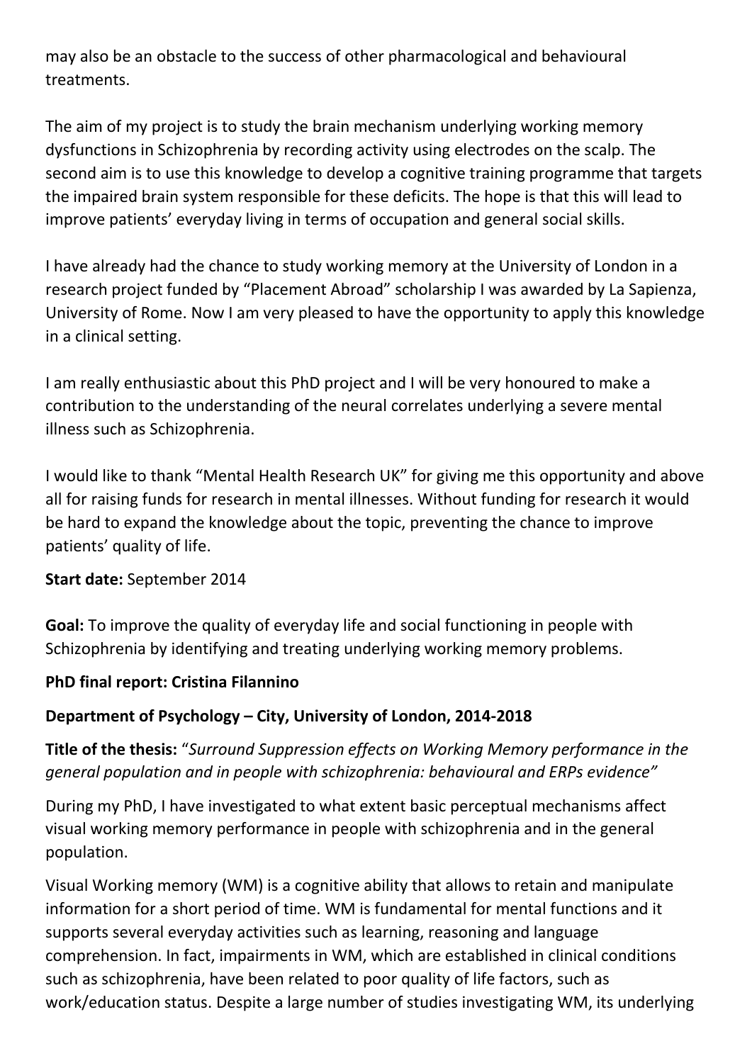may also be an obstacle to the success of other pharmacological and behavioural treatments.

The aim of my project is to study the brain mechanism underlying working memory dysfunctions in Schizophrenia by recording activity using electrodes on the scalp. The second aim is to use this knowledge to develop a cognitive training programme that targets the impaired brain system responsible for these deficits. The hope is that this will lead to improve patients' everyday living in terms of occupation and general social skills.

I have already had the chance to study working memory at the University of London in a research project funded by "Placement Abroad" scholarship I was awarded by La Sapienza, University of Rome. Now I am very pleased to have the opportunity to apply this knowledge in a clinical setting.

I am really enthusiastic about this PhD project and I will be very honoured to make a contribution to the understanding of the neural correlates underlying a severe mental illness such as Schizophrenia.

I would like to thank "Mental Health Research UK" for giving me this opportunity and above all for raising funds for research in mental illnesses. Without funding for research it would be hard to expand the knowledge about the topic, preventing the chance to improve patients' quality of life.

**Start date:** September 2014

**Goal:** To improve the quality of everyday life and social functioning in people with Schizophrenia by identifying and treating underlying working memory problems.

**PhD final report: Cristina Filannino**

**Department of Psychology – City, University of London, 2014-2018**

**Title of the thesis:** "*Surround Suppression effects on Working Memory performance in the general population and in people with schizophrenia: behavioural and ERPs evidence"*

During my PhD, I have investigated to what extent basic perceptual mechanisms affect visual working memory performance in people with schizophrenia and in the general population.

Visual Working memory (WM) is a cognitive ability that allows to retain and manipulate information for a short period of time. WM is fundamental for mental functions and it supports several everyday activities such as learning, reasoning and language comprehension. In fact, impairments in WM, which are established in clinical conditions such as schizophrenia, have been related to poor quality of life factors, such as work/education status. Despite a large number of studies investigating WM, its underlying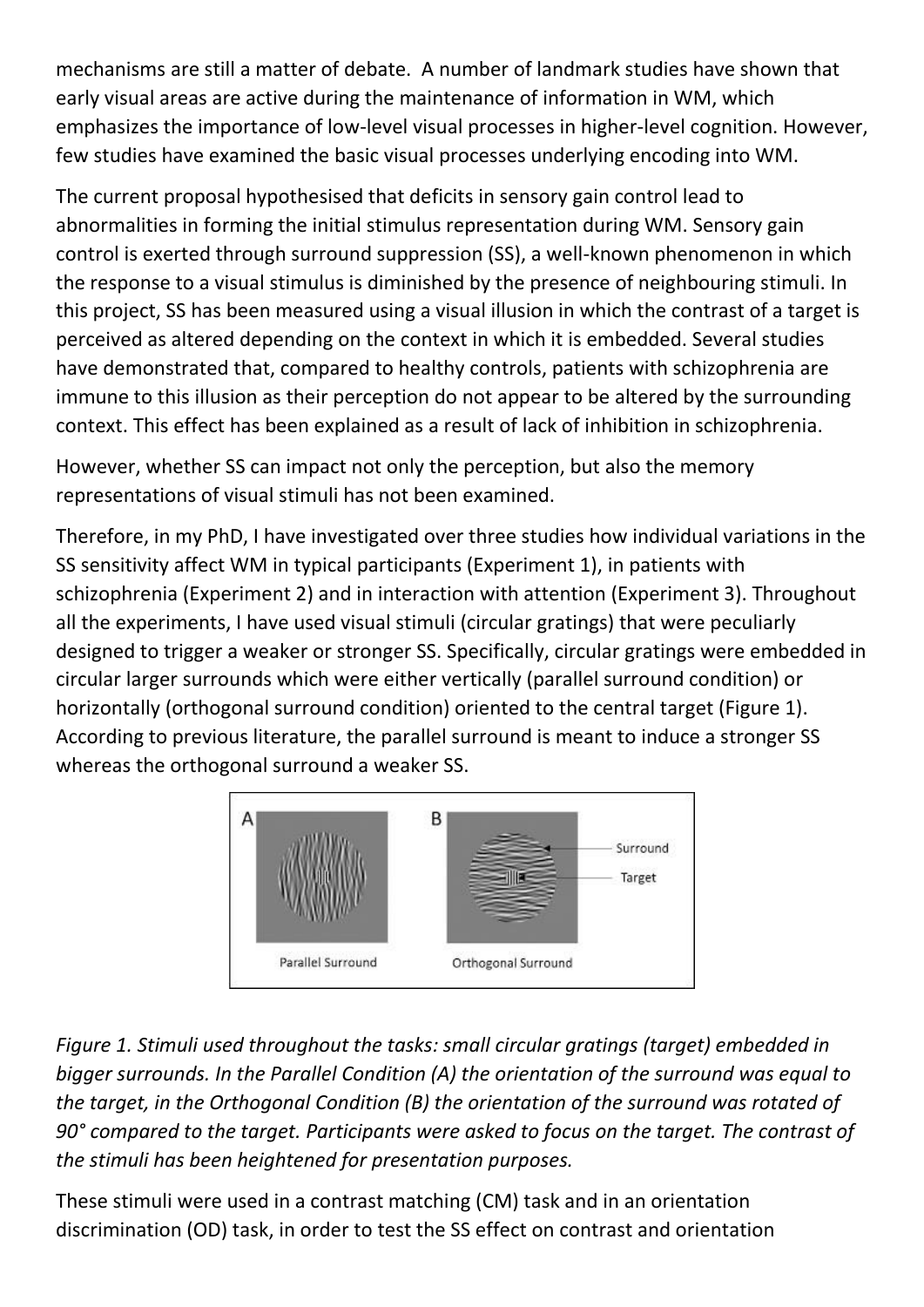mechanisms are still a matter of debate. A number of landmark studies have shown that early visual areas are active during the maintenance of information in WM, which emphasizes the importance of low-level visual processes in higher-level cognition. However, few studies have examined the basic visual processes underlying encoding into WM.

The current proposal hypothesised that deficits in sensory gain control lead to abnormalities in forming the initial stimulus representation during WM. Sensory gain control is exerted through surround suppression (SS), a well-known phenomenon in which the response to a visual stimulus is diminished by the presence of neighbouring stimuli. In this project, SS has been measured using a visual illusion in which the contrast of a target is perceived as altered depending on the context in which it is embedded. Several studies have demonstrated that, compared to healthy controls, patients with schizophrenia are immune to this illusion as their perception do not appear to be altered by the surrounding context. This effect has been explained as a result of lack of inhibition in schizophrenia.

However, whether SS can impact not only the perception, but also the memory representations of visual stimuli has not been examined.

Therefore, in my PhD, I have investigated over three studies how individual variations in the SS sensitivity affect WM in typical participants (Experiment 1), in patients with schizophrenia (Experiment 2) and in interaction with attention (Experiment 3). Throughout all the experiments, I have used visual stimuli (circular gratings) that were peculiarly designed to trigger a weaker or stronger SS. Specifically, circular gratings were embedded in circular larger surrounds which were either vertically (parallel surround condition) or horizontally (orthogonal surround condition) oriented to the central target (Figure 1). According to previous literature, the parallel surround is meant to induce a stronger SS whereas the orthogonal surround a weaker SS.

*Figure 1. Stimuli used throughout the tasks: small circular gratings (target) embedded in bigger surrounds. In the Parallel Condition (A) the orientation of the surround was equal to the target, in the Orthogonal Condition (B) the orientation of the surround was rotated of 90° compared to the target. Participants were asked to focus on the target. The contrast of the stimuli has been heightened for presentation purposes.*

These stimuli were used in a contrast matching (CM) task and in an orientation discrimination (OD) task, in order to test the SS effect on contrast and orientation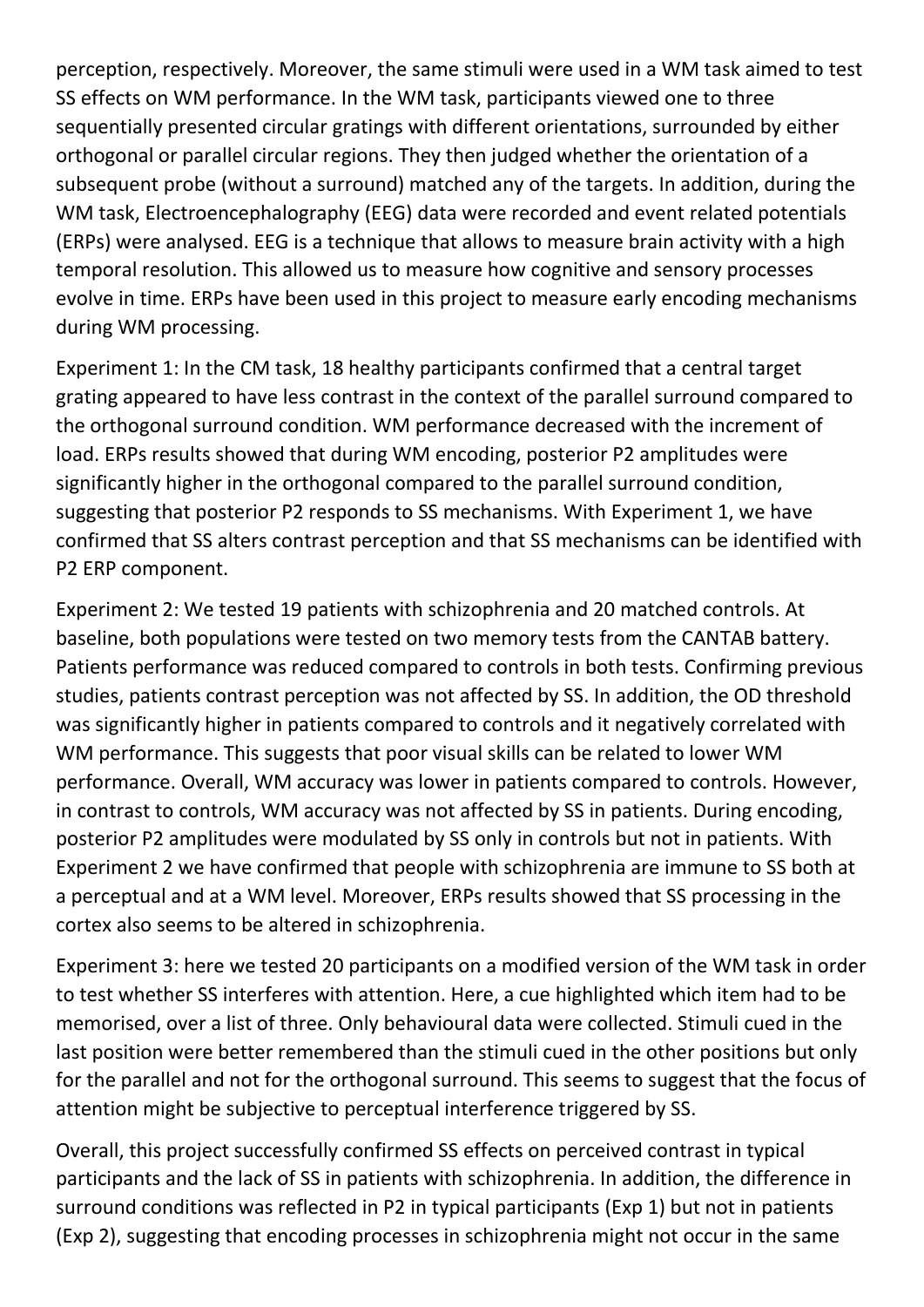perception, respectively. Moreover, the same stimuli were used in a WM task aimed to test SS effects on WM performance. In the WM task, participants viewed one to three sequentially presented circular gratings with different orientations, surrounded by either orthogonal or parallel circular regions. They then judged whether the orientation of a subsequent probe (without a surround) matched any of the targets. In addition, during the WM task, Electroencephalography (EEG) data were recorded and event related potentials (ERPs) were analysed. EEG is a technique that allows to measure brain activity with a high temporal resolution. This allowed us to measure how cognitive and sensory processes evolve in time. ERPs have been used in this project to measure early encoding mechanisms during WM processing.

Experiment 1: In the CM task, 18 healthy participants confirmed that a central target grating appeared to have less contrast in the context of the parallel surround compared to the orthogonal surround condition. WM performance decreased with the increment of load. ERPs results showed that during WM encoding, posterior P2 amplitudes were significantly higher in the orthogonal compared to the parallel surround condition, suggesting that posterior P2 responds to SS mechanisms. With Experiment 1, we have confirmed that SS alters contrast perception and that SS mechanisms can be identified with P2 ERP component.

Experiment 2: We tested 19 patients with schizophrenia and 20 matched controls. At baseline, both populations were tested on two memory tests from the CANTAB battery. Patients performance was reduced compared to controls in both tests. Confirming previous studies, patients contrast perception was not affected by SS. In addition, the OD threshold was significantly higher in patients compared to controls and it negatively correlated with WM performance. This suggests that poor visual skills can be related to lower WM performance. Overall, WM accuracy was lower in patients compared to controls. However, in contrast to controls, WM accuracy was not affected by SS in patients. During encoding, posterior P2 amplitudes were modulated by SS only in controls but not in patients. With Experiment 2 we have confirmed that people with schizophrenia are immune to SS both at a perceptual and at a WM level. Moreover, ERPs results showed that SS processing in the cortex also seems to be altered in schizophrenia.

Experiment 3: here we tested 20 participants on a modified version of the WM task in order to test whether SS interferes with attention. Here, a cue highlighted which item had to be memorised, over a list of three. Only behavioural data were collected. Stimuli cued in the last position were better remembered than the stimuli cued in the other positions but only for the parallel and not for the orthogonal surround. This seems to suggest that the focus of attention might be subjective to perceptual interference triggered by SS.

Overall, this project successfully confirmed SS effects on perceived contrast in typical participants and the lack of SS in patients with schizophrenia. In addition, the difference in surround conditions was reflected in P2 in typical participants (Exp 1) but not in patients (Exp 2), suggesting that encoding processes in schizophrenia might not occur in the same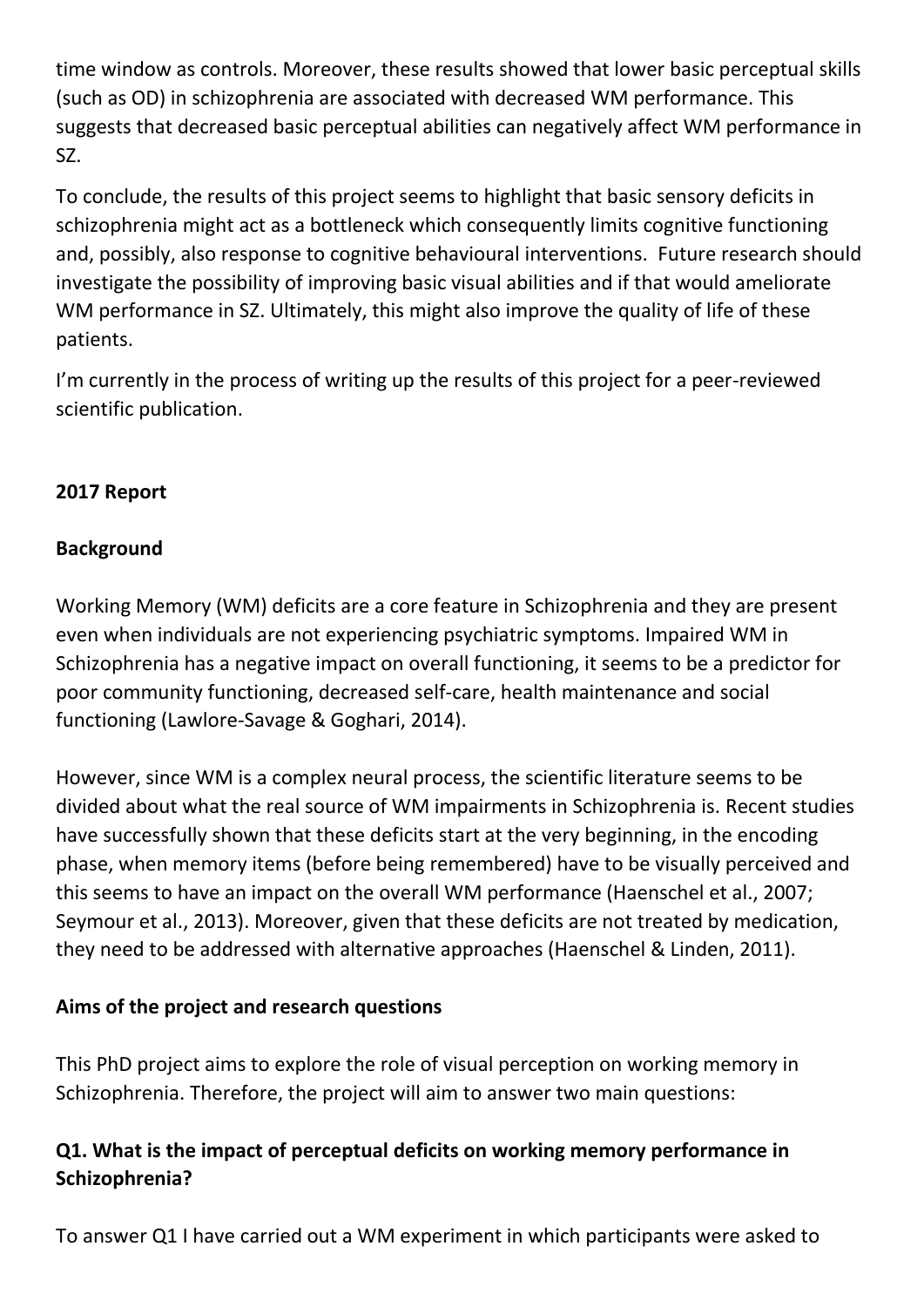time window as controls. Moreover, these results showed that lower basic perceptual skills (such as OD) in schizophrenia are associated with decreased WM performance. This suggests that decreased basic perceptual abilities can negatively affect WM performance in SZ.

To conclude, the results of this project seems to highlight that basic sensory deficits in schizophrenia might act as a bottleneck which consequently limits cognitive functioning and, possibly, also response to cognitive behavioural interventions. Future research should investigate the possibility of improving basic visual abilities and if that would ameliorate WM performance in SZ. Ultimately, this might also improve the quality of life of these patients.

I'm currently in the process of writing up the results of this project for a peer-reviewed scientific publication.

## 2017 Report

### Background

Working Memory (WM) deficits are a core feature in Schizophrenia and they are present even when individuals are not experiencing psychiatric symptoms. Impaired WM in Schizophrenia has a negative impact on overall functioning, it seems to be a predictor for poor community functioning, decreased self-care, health maintenance and social functioning (Lawlore-Savage & Goghari, 2014).

However, since WM is a complex neural process, the scientific literature seems to be divided about what the real source of WM impairments in Schizophrenia is. Recent studies have successfully shown that these deficits start at the very beginning, in the encoding phase, when memory items (before being remembered) have to be visually perceived and this seems to have an impact on the overall WM performance (Haenschel et al., 2007; Seymour et al., 2013). Moreover, given that these deficits are not treated by medication, they need to be addressed with alternative approaches (Haenschel & Linden, 2011).

### Aims of the project and research questions

This PhD project aims to explore the role of visual perception on working memory in Schizophrenia. Therefore, the project will aim to answer two main questions:

### Q1. What is the impact of perceptual deficits on working memory performance in Schizophrenia?

To answer Q1 I have carried out a WM experiment in which participants were asked to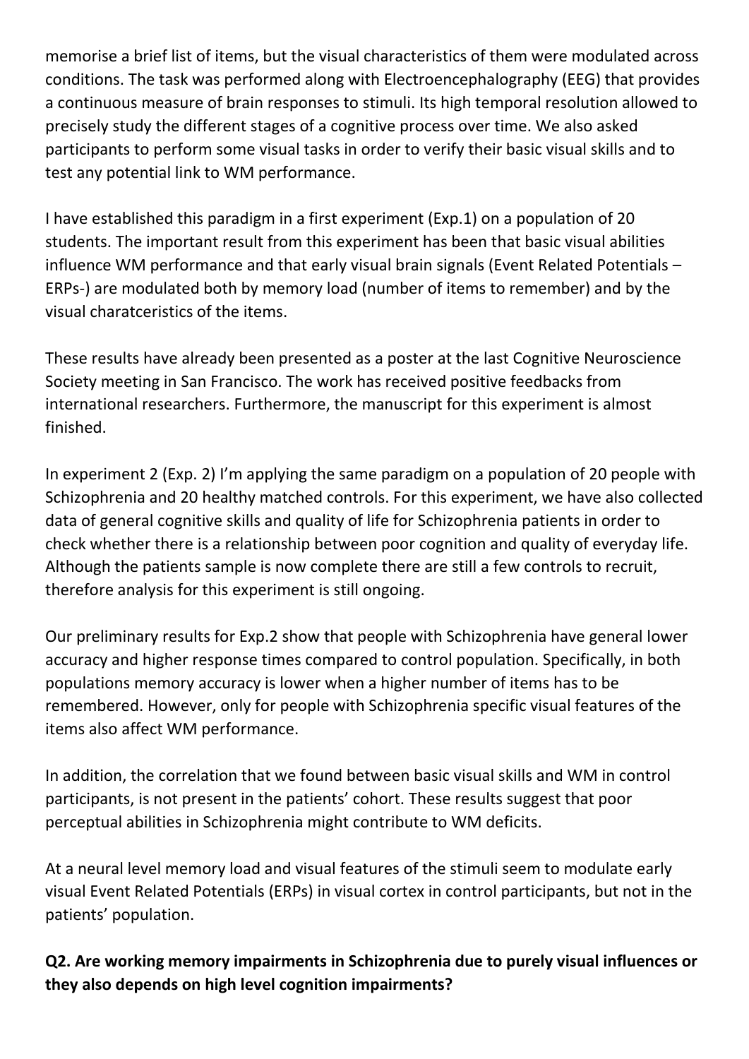memorise a brief list of items, but the visual characteristics of them were modulated across conditions. The task was performed along with Electroencephalography (EEG) that provides a continuous measure of brain responses to stimuli. Its high temporal resolution allowed to precisely study the different stages of a cognitive process over time. We also asked participants to perform some visual tasks in order to verify their basic visual skills and to test any potential link to WM performance.

I have established this paradigm in a first experiment (Exp.1) on a population of 20 students. The important result from this experiment has been that basic visual abilities influence WM performance and that early visual brain signals (Event Related Potentials –ERPs-) are modulated both by memory load (number of items to remember) and by the visual charatceristics of the items.

These results have already been presented as a poster at the last Cognitive Neuroscience Society meeting in San Francisco. The work has received positive feedbacks from international researchers. Furthermore, the manuscript for this experiment is almost finished.

In experiment 2 (Exp. 2) I'm applying the same paradigm on a population of 20 people with Schizophrenia and 20 healthy matched controls. For this experiment, we have also collected data of general cognitive skills and quality of life for Schizophrenia patients in order to check whether there is a relationship between poor cognition and quality of everyday life. Although the patients sample is now complete there are still a few controls to recruit, therefore analysis for this experiment is still ongoing.

Our preliminary results for Exp.2 show that people with Schizophrenia have general lower accuracy and higher response times compared to control population. Specifically, in both populations memory accuracy is lower when a higher number of items has to be remembered. However, only for people with Schizophrenia specific visual features of the items also affect WM performance.

In addition, the correlation that we found between basic visual skills and WM in control participants, is not present in the patients' cohort. These results suggest that poor perceptual abilities in Schizophrenia might contribute to WM deficits.

At a neural level memory load and visual features of the stimuli seem to modulate early visual Event Related Potentials (ERPs) in visual cortex in control participants, but not in the patients' population.

**Q2. Are working memory impairments in Schizophrenia due to purely visual influences or they also depends on high level cognition impairments?**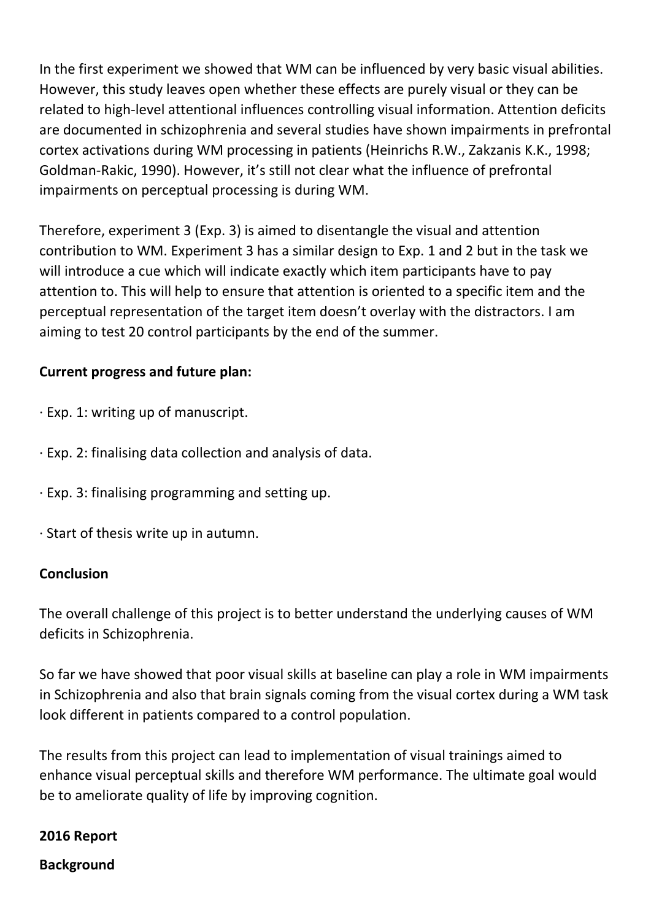In the first experiment we showed that WM can be influenced by very basic visual abilities. However, this study leaves open whether these effects are purely visual or they can be related to high-level attentional influences controlling visual information. Attention deficits are documented in schizophrenia and several studies have shown impairments in prefrontal cortex activations during WM processing in patients (Heinrichs R.W., Zakzanis K.K., 1998; Goldman-Rakic, 1990). However, it's still not clear what the influence of prefrontal impairments on perceptual processing is during WM.

Therefore, experiment 3 (Exp. 3) is aimed to disentangle the visual and attention contribution to WM. Experiment 3 has a similar design to Exp. 1 and 2 but in the task we will introduce a cue which will indicate exactly which item participants have to pay attention to. This will help to ensure that attention is oriented to a specific item and the perceptual representation of the target item doesn't overlay with the distractors. I am aiming to test 20 control participants by the end of the summer.

**Current progress and future plan:**

- Exp. 1: writing up of manuscript.
- Exp. 2: finalising data collection and analysis of data.
- Exp. 3: finalising programming and setting up.
- Start of thesis write up in autumn.

**Conclusion**

The overall challenge of this project is to better understand the underlying causes of WM deficits in Schizophrenia.

So far we have showed that poor visual skills at baseline can play a role in WM impairments in Schizophrenia and also that brain signals coming from the visual cortex during a WM task look different in patients compared to a control population.

The results from this project can lead to implementation of visual trainings aimed to enhance visual perceptual skills and therefore WM performance. The ultimate goal would be to ameliorate quality of life by improving cognition.

**2016 Report**

**Background**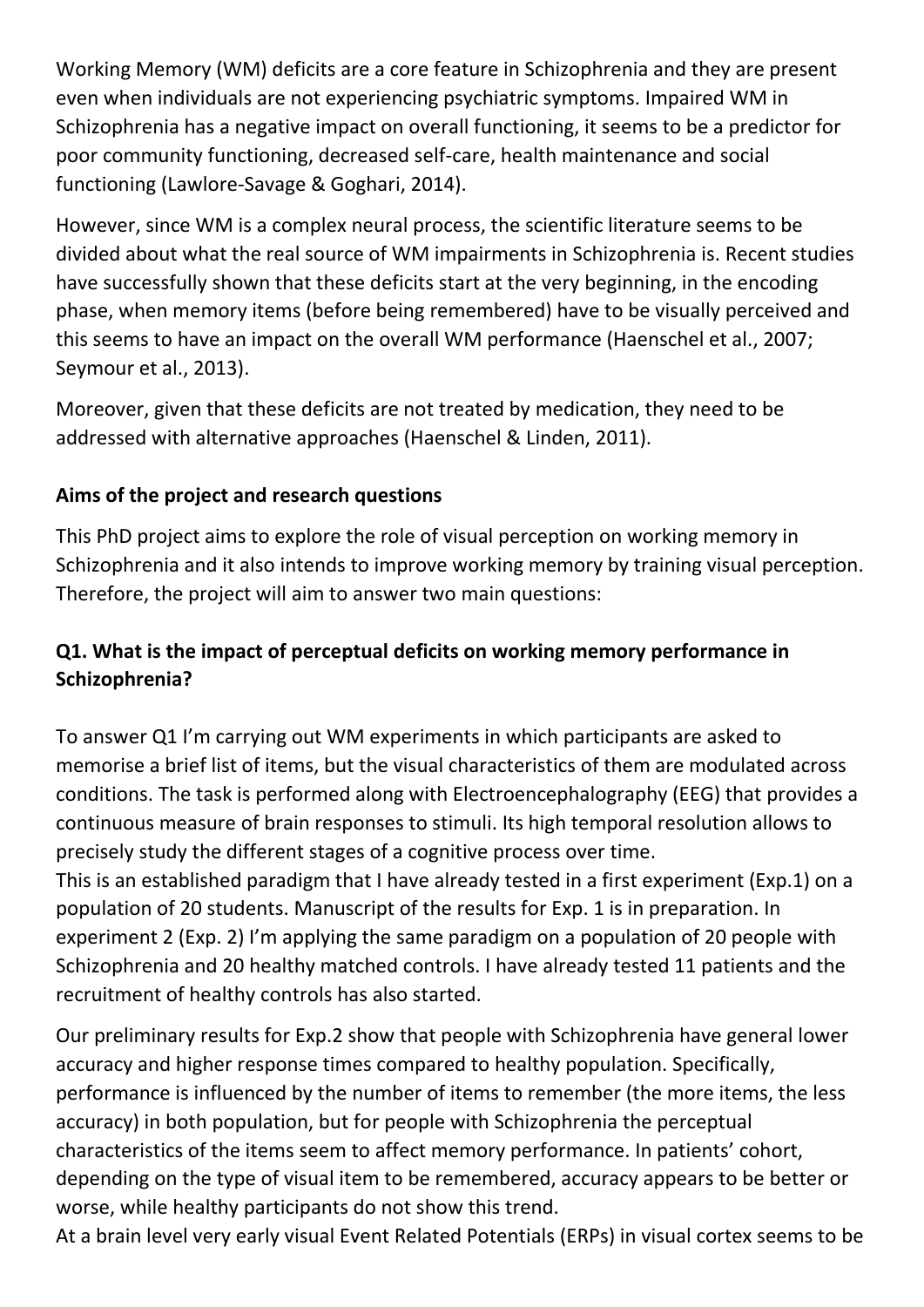Working Memory (WM) deficits are a core feature in Schizophrenia and they are present even when individuals are not experiencing psychiatric symptoms. Impaired WM in Schizophrenia has a negative impact on overall functioning, it seems to be a predictor for poor community functioning, decreased self-care, health maintenance and social functioning (Lawlore-Savage & Goghari, 2014).

However, since WM is a complex neural process, the scientific literature seems to be divided about what the real source of WM impairments in Schizophrenia is. Recent studies have successfully shown that these deficits start at the very beginning, in the encoding phase, when memory items (before being remembered) have to be visually perceived and this seems to have an impact on the overall WM performance (Haenschel et al., 2007; Seymour et al., 2013).

Moreover, given that these deficits are not treated by medication, they need to be addressed with alternative approaches (Haenschel & Linden, 2011).

### Aims of the project and research questions

This PhD project aims to explore the role of visual perception on working memory in Schizophrenia and it also intends to improve working memory by training visual perception. Therefore, the project will aim to answer two main questions:

### Q1. What is the impact of perceptual deficits on working memory performance in Schizophrenia?

To answer Q1 I'm carrying out WM experiments in which participants are asked to memorise a brief list of items, but the visual characteristics of them are modulated across conditions. The task is performed along with Electroencephalography (EEG) that provides a continuous measure of brain responses to stimuli. Its high temporal resolution allows to precisely study the different stages of a cognitive process over time.
This is an established paradigm that I have already tested in a first experiment (Exp.1) on a population of 20 students. Manuscript of the results for Exp. 1 is in preparation. In experiment 2 (Exp. 2) I'm applying the same paradigm on a population of 20 people with Schizophrenia and 20 healthy matched controls. I have already tested 11 patients and the recruitment of healthy controls has also started.

Our preliminary results for Exp.2 show that people with Schizophrenia have general lower accuracy and higher response times compared to healthy population. Specifically, performance is influenced by the number of items to remember (the more items, the less accuracy) in both population, but for people with Schizophrenia the perceptual characteristics of the items seem to affect memory performance. In patients' cohort, depending on the type of visual item to be remembered, accuracy appears to be better or worse, while healthy participants do not show this trend.
At a brain level very early visual Event Related Potentials (ERPs) in visual cortex seems to be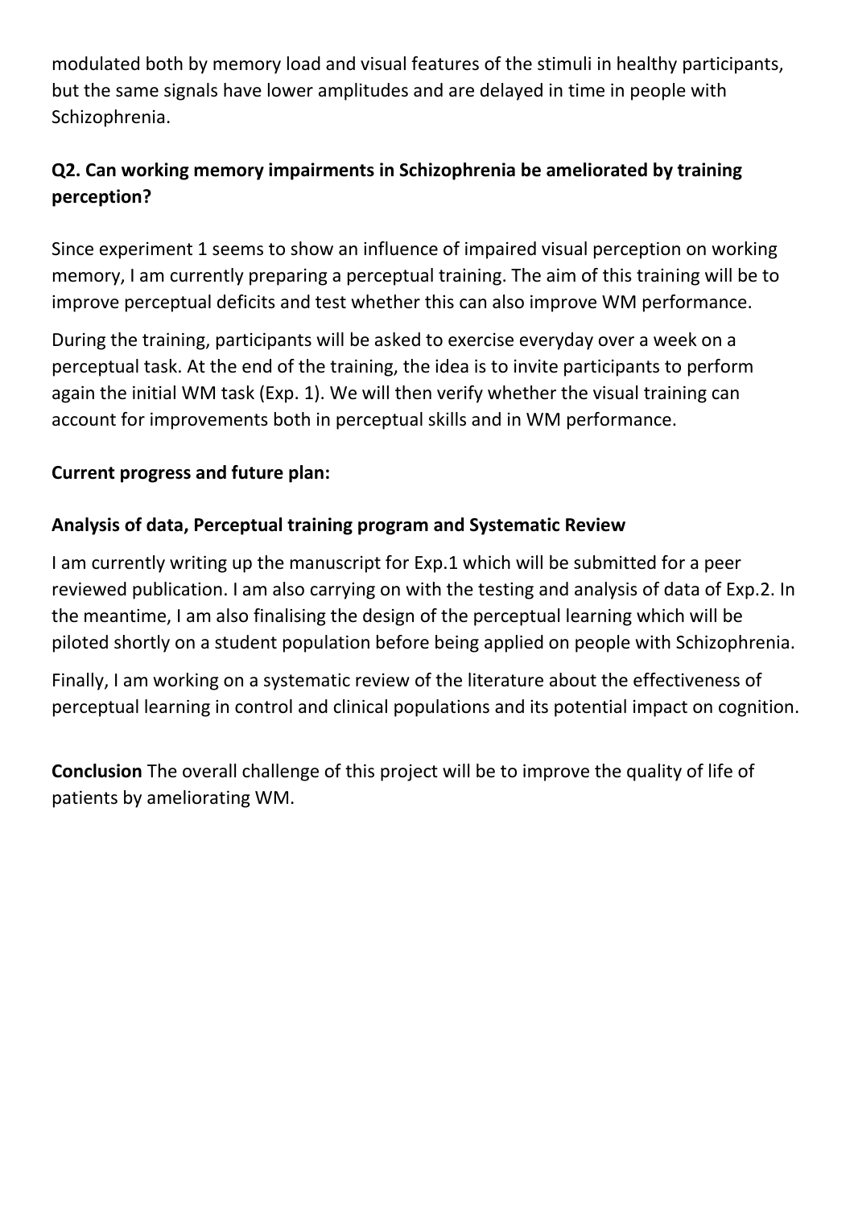modulated both by memory load and visual features of the stimuli in healthy participants, but the same signals have lower amplitudes and are delayed in time in people with Schizophrenia.

### Q2. Can working memory impairments in Schizophrenia be ameliorated by training perception?

Since experiment 1 seems to show an influence of impaired visual perception on working memory, I am currently preparing a perceptual training. The aim of this training will be to improve perceptual deficits and test whether this can also improve WM performance.

During the training, participants will be asked to exercise everyday over a week on a perceptual task. At the end of the training, the idea is to invite participants to perform again the initial WM task (Exp. 1). We will then verify whether the visual training can account for improvements both in perceptual skills and in WM performance.

### Current progress and future plan:

### Analysis of data, Perceptual training program and Systematic Review

I am currently writing up the manuscript for Exp.1 which will be submitted for a peer reviewed publication. I am also carrying on with the testing and analysis of data of Exp.2. In the meantime, I am also finalising the design of the perceptual learning which will be piloted shortly on a student population before being applied on people with Schizophrenia.

Finally, I am working on a systematic review of the literature about the effectiveness of perceptual learning in control and clinical populations and its potential impact on cognition.

**Conclusion** The overall challenge of this project will be to improve the quality of life of patients by ameliorating WM.